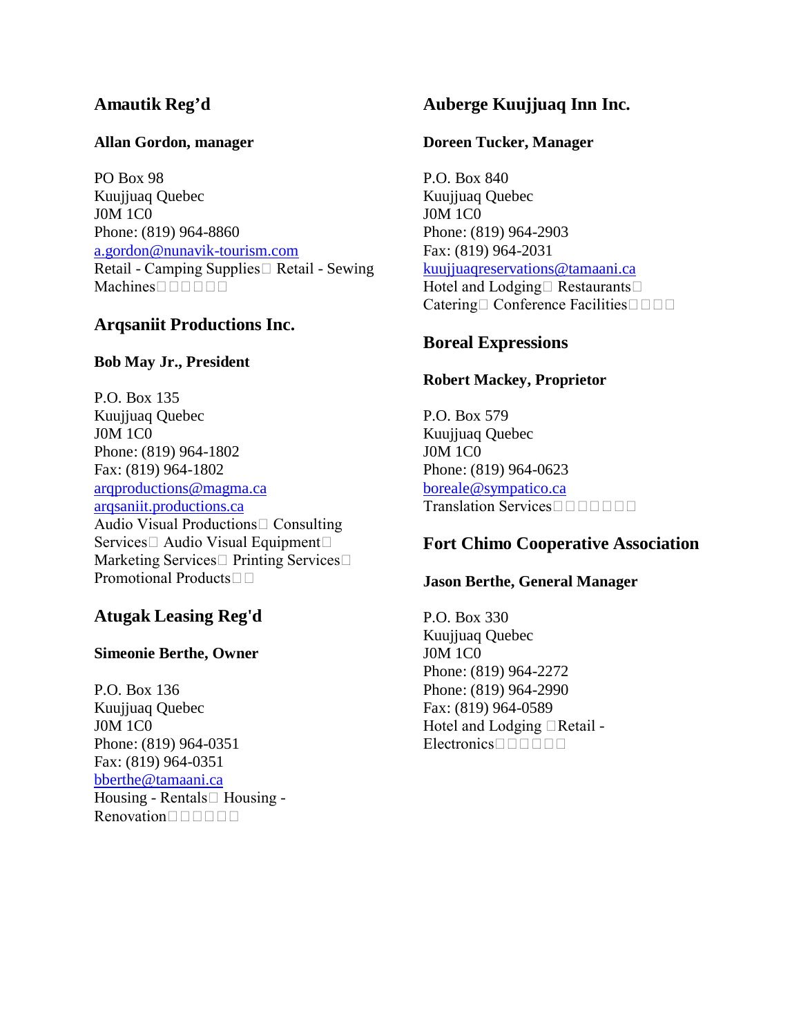## Amautik Reg'd

**Allan Gordon, manager**

PO Box 98
Kuujjuaq Quebec
J0M 1C0
Phone: (819) 964-8860
a.gordon@nunavik-tourism.com
Retail - Camping Supplies Retail - Sewing Machines

## Arqsaniit Productions Inc.

**Bob May Jr., President**

P.O. Box 135
Kuujjuaq Quebec
J0M 1C0
Phone: (819) 964-1802
Fax: (819) 964-1802
arqproductions@magma.ca
arqsaniit.productions.ca
Audio Visual Productions Consulting Services Audio Visual Equipment Marketing Services Printing Services Promotional Products

## Atugak Leasing Reg'd

**Simeonie Berthe, Owner**

P.O. Box 136
Kuujjuaq Quebec
J0M 1C0
Phone: (819) 964-0351
Fax: (819) 964-0351
bberthe@tamaani.ca
Housing - Rentals Housing - Renovation

## Auberge Kuujjuaq Inn Inc.

**Doreen Tucker, Manager**

P.O. Box 840
Kuujjuaq Quebec
J0M 1C0
Phone: (819) 964-2903
Fax: (819) 964-2031
kuujjuaqreservations@tamaani.ca
Hotel and Lodging Restaurants Catering Conference Facilities

## Boreal Expressions

**Robert Mackey, Proprietor**

P.O. Box 579
Kuujjuaq Quebec
J0M 1C0
Phone: (819) 964-0623
boreale@sympatico.ca
Translation Services

## Fort Chimo Cooperative Association

**Jason Berthe, General Manager**

P.O. Box 330
Kuujjuaq Quebec
J0M 1C0
Phone: (819) 964-2272
Phone: (819) 964-2990
Fax: (819) 964-0589
Hotel and Lodging Retail - Electronics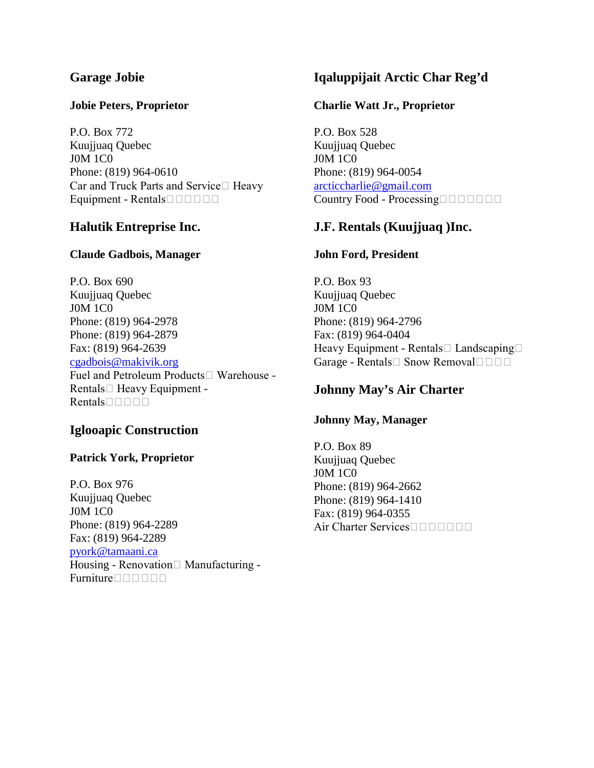## Garage Jobie

**Jobie Peters, Proprietor**

P.O. Box 772
Kuujjuaq Quebec
J0M 1C0
Phone: (819) 964-0610
Car and Truck Parts and Service Heavy Equipment - Rentals

## Halutik Entreprise Inc.

**Claude Gadbois, Manager**

P.O. Box 690
Kuujjuaq Quebec
J0M 1C0
Phone: (819) 964-2978
Phone: (819) 964-2879
Fax: (819) 964-2639
cgadbois@makivik.org
Fuel and Petroleum Products Warehouse - Rentals Heavy Equipment - Rentals

## Iglooapic Construction

**Patrick York, Proprietor**

P.O. Box 976
Kuujjuaq Quebec
J0M 1C0
Phone: (819) 964-2289
Fax: (819) 964-2289
pyork@tamaani.ca
Housing - Renovation Manufacturing - Furniture

## Iqaluppijait Arctic Char Reg'd

**Charlie Watt Jr., Proprietor**

P.O. Box 528
Kuujjuaq Quebec
J0M 1C0
Phone: (819) 964-0054
arcticcharlie@gmail.com
Country Food - Processing

## J.F. Rentals (Kuujjuaq )Inc.

**John Ford, President**

P.O. Box 93
Kuujjuaq Quebec
J0M 1C0
Phone: (819) 964-2796
Fax: (819) 964-0404
Heavy Equipment - Rentals Landscaping Garage - Rentals Snow Removal

## Johnny May's Air Charter

**Johnny May, Manager**

P.O. Box 89
Kuujjuaq Quebec
J0M 1C0
Phone: (819) 964-2662
Phone: (819) 964-1410
Fax: (819) 964-0355
Air Charter Services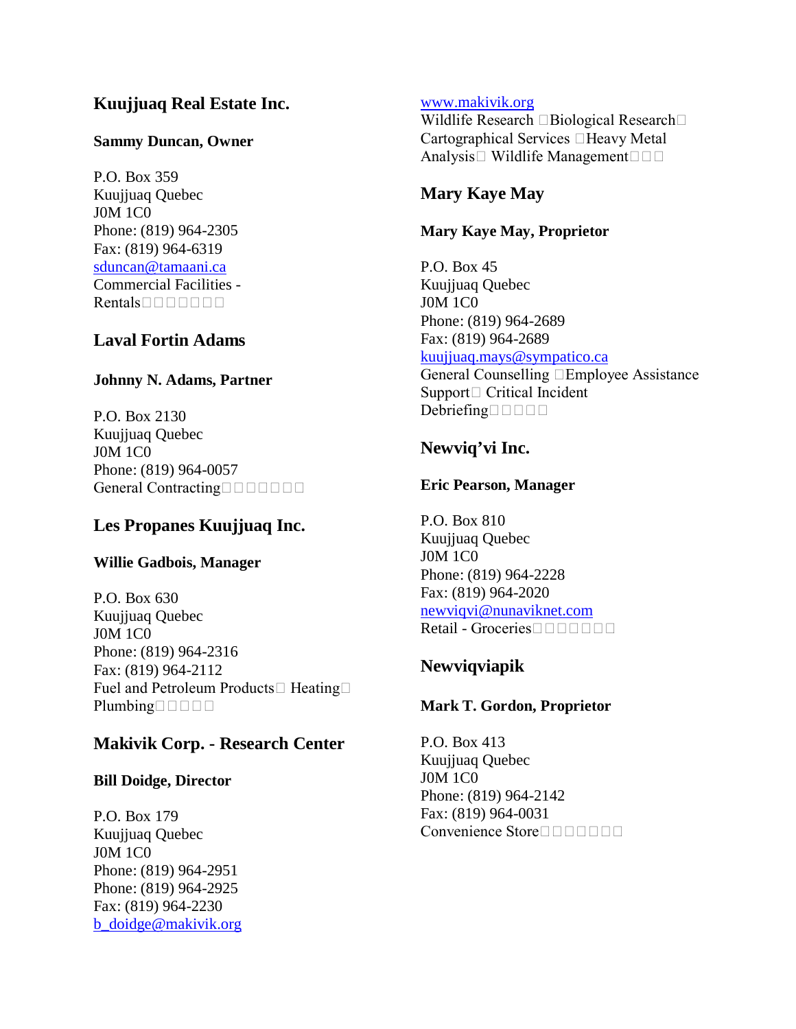## Kuujjuaq Real Estate Inc.

**Sammy Duncan, Owner**

P.O. Box 359
Kuujjuaq Quebec
J0M 1C0
Phone: (819) 964-2305
Fax: (819) 964-6319
sduncan@tamaani.ca
Commercial Facilities - Rentals

## Laval Fortin Adams

**Johnny N. Adams, Partner**

P.O. Box 2130
Kuujjuaq Quebec
J0M 1C0
Phone: (819) 964-0057
General Contracting

## Les Propanes Kuujjuaq Inc.

**Willie Gadbois, Manager**

P.O. Box 630
Kuujjuaq Quebec
J0M 1C0
Phone: (819) 964-2316
Fax: (819) 964-2112
Fuel and Petroleum Products Heating Plumbing

## Makivik Corp. - Research Center

**Bill Doidge, Director**

P.O. Box 179
Kuujjuaq Quebec
J0M 1C0
Phone: (819) 964-2951
Phone: (819) 964-2925
Fax: (819) 964-2230
b_doidge@makivik.org
www.makivik.org
Wildlife Research Biological Research Cartographical Services Heavy Metal Analysis Wildlife Management

## Mary Kaye May

**Mary Kaye May, Proprietor**

P.O. Box 45
Kuujjuaq Quebec
J0M 1C0
Phone: (819) 964-2689
Fax: (819) 964-2689
kuujjuaq.mays@sympatico.ca
General Counselling Employee Assistance Support Critical Incident Debriefing

## Newviq'vi Inc.

**Eric Pearson, Manager**

P.O. Box 810
Kuujjuaq Quebec
J0M 1C0
Phone: (819) 964-2228
Fax: (819) 964-2020
newviqvi@nunaviknet.com
Retail - Groceries

## Newviqviapik

**Mark T. Gordon, Proprietor**

P.O. Box 413
Kuujjuaq Quebec
J0M 1C0
Phone: (819) 964-2142
Fax: (819) 964-0031
Convenience Store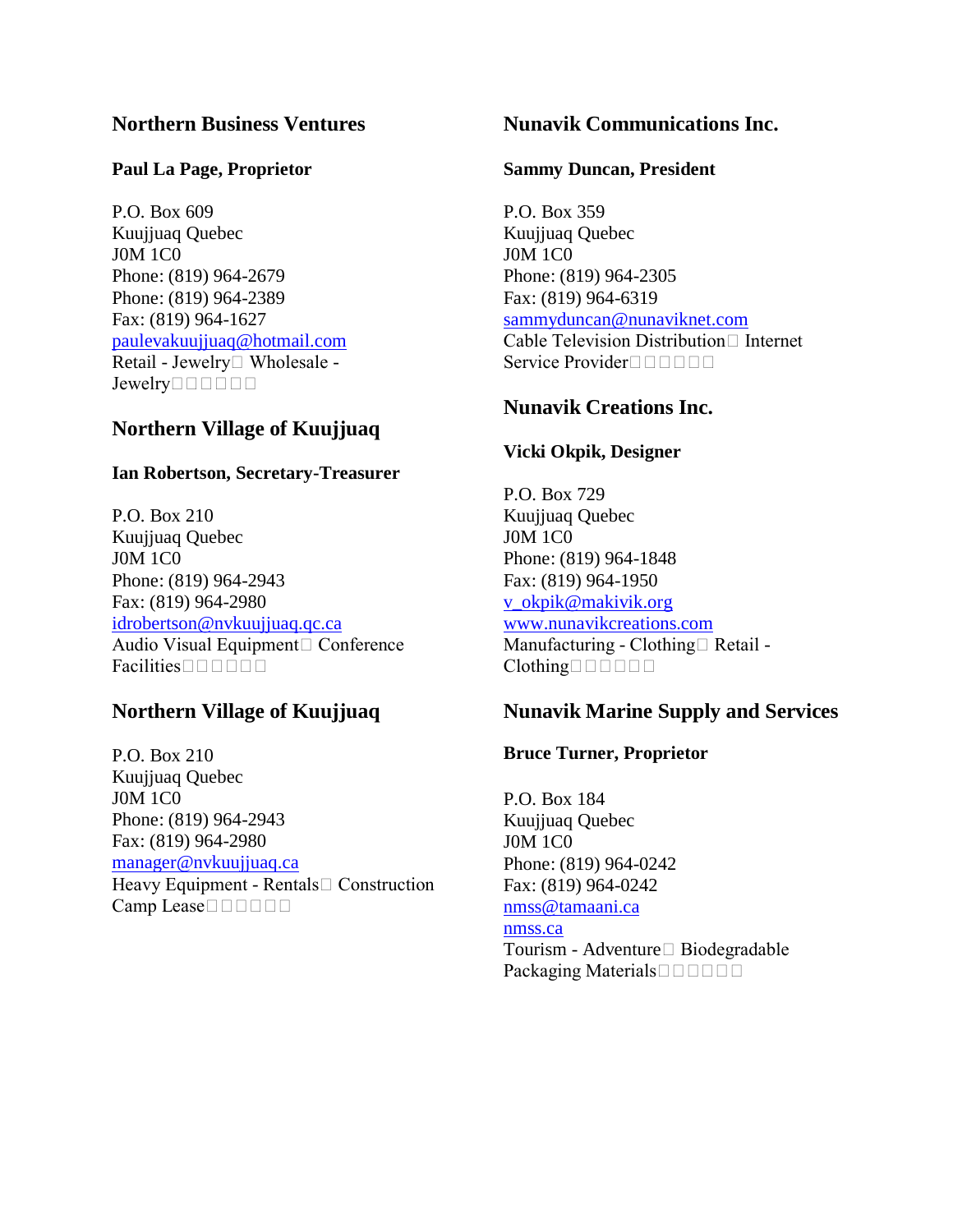## Northern Business Ventures

**Paul La Page, Proprietor**

P.O. Box 609
Kuujjuaq Quebec
J0M 1C0
Phone: (819) 964-2679
Phone: (819) 964-2389
Fax: (819) 964-1627
paulevakuujjuaq@hotmail.com
Retail - Jewelry Wholesale - Jewelry

## Northern Village of Kuujjuaq

**Ian Robertson, Secretary-Treasurer**

P.O. Box 210
Kuujjuaq Quebec
J0M 1C0
Phone: (819) 964-2943
Fax: (819) 964-2980
idrobertson@nvkuujjuaq.qc.ca
Audio Visual Equipment Conference Facilities

## Northern Village of Kuujjuaq

P.O. Box 210
Kuujjuaq Quebec
J0M 1C0
Phone: (819) 964-2943
Fax: (819) 964-2980
manager@nvkuujjuaq.ca
Heavy Equipment - Rentals Construction Camp Lease

## Nunavik Communications Inc.

**Sammy Duncan, President**

P.O. Box 359
Kuujjuaq Quebec
J0M 1C0
Phone: (819) 964-2305
Fax: (819) 964-6319
sammyduncan@nunaviknet.com
Cable Television Distribution Internet Service Provider

## Nunavik Creations Inc.

**Vicki Okpik, Designer**

P.O. Box 729
Kuujjuaq Quebec
J0M 1C0
Phone: (819) 964-1848
Fax: (819) 964-1950
v_okpik@makivik.org
www.nunavikcreations.com
Manufacturing - Clothing Retail - Clothing

## Nunavik Marine Supply and Services

**Bruce Turner, Proprietor**

P.O. Box 184
Kuujjuaq Quebec
J0M 1C0
Phone: (819) 964-0242
Fax: (819) 964-0242
nmss@tamaani.ca
nmss.ca
Tourism - Adventure Biodegradable Packaging Materials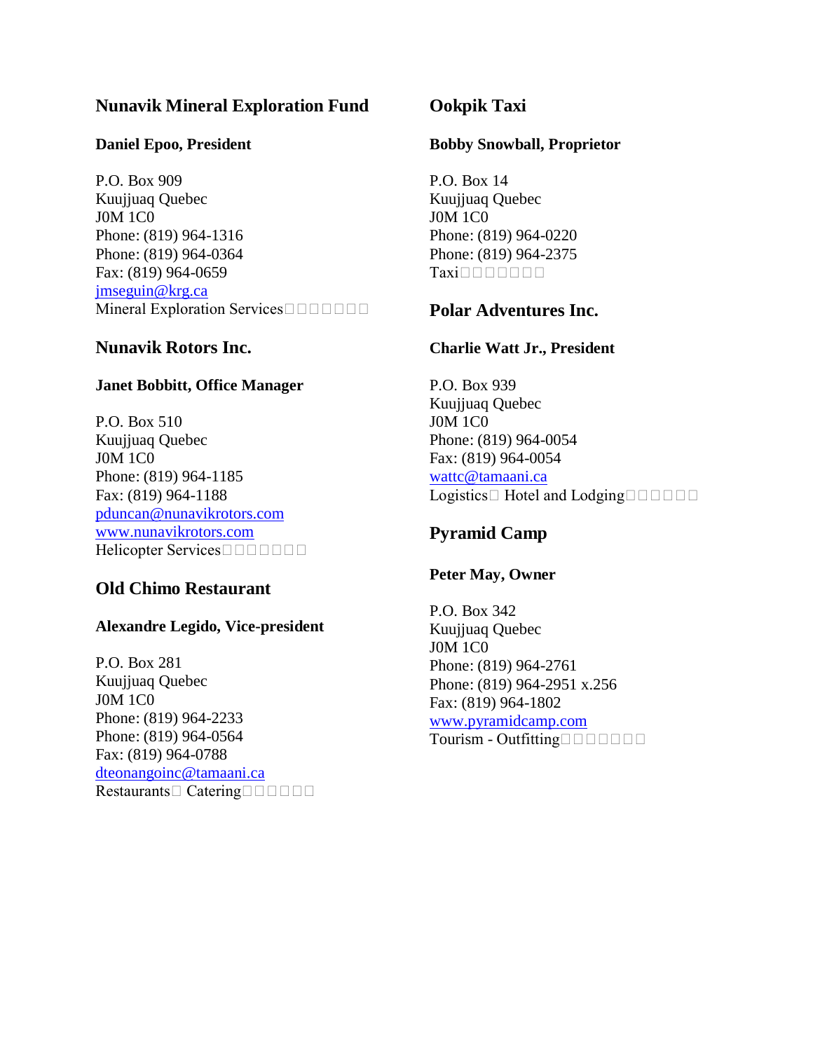## Nunavik Mineral Exploration Fund

**Daniel Epoo, President**

P.O. Box 909
Kuujjuaq Quebec
J0M 1C0
Phone: (819) 964-1316
Phone: (819) 964-0364
Fax: (819) 964-0659
jmseguin@krg.ca
Mineral Exploration Services

## Nunavik Rotors Inc.

**Janet Bobbitt, Office Manager**

P.O. Box 510
Kuujjuaq Quebec
J0M 1C0
Phone: (819) 964-1185
Fax: (819) 964-1188
pduncan@nunavikrotors.com
www.nunavikrotors.com
Helicopter Services

## Old Chimo Restaurant

**Alexandre Legido, Vice-president**

P.O. Box 281
Kuujjuaq Quebec
J0M 1C0
Phone: (819) 964-2233
Phone: (819) 964-0564
Fax: (819) 964-0788
dteonangoinc@tamaani.ca
Restaurants Catering

## Ookpik Taxi

**Bobby Snowball, Proprietor**

P.O. Box 14
Kuujjuaq Quebec
J0M 1C0
Phone: (819) 964-0220
Phone: (819) 964-2375
Taxi

## Polar Adventures Inc.

**Charlie Watt Jr., President**

P.O. Box 939
Kuujjuaq Quebec
J0M 1C0
Phone: (819) 964-0054
Fax: (819) 964-0054
wattc@tamaani.ca
Logistics Hotel and Lodging

## Pyramid Camp

**Peter May, Owner**

P.O. Box 342
Kuujjuaq Quebec
J0M 1C0
Phone: (819) 964-2761
Phone: (819) 964-2951 x.256
Fax: (819) 964-1802
www.pyramidcamp.com
Tourism - Outfitting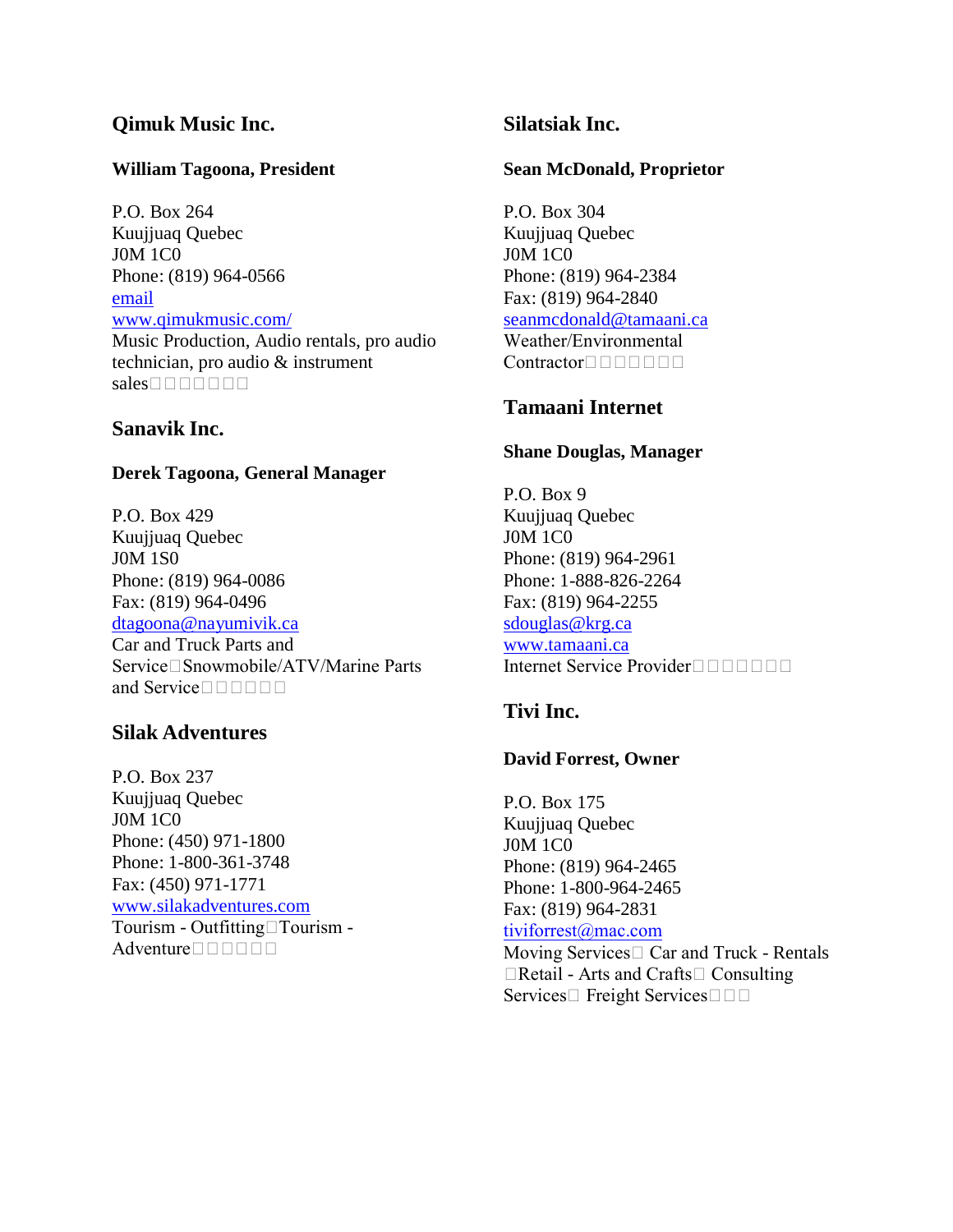## Qimuk Music Inc.

**William Tagoona, President**

P.O. Box 264
Kuujjuaq Quebec
J0M 1C0
Phone: (819) 964-0566
email
www.qimukmusic.com/
Music Production, Audio rentals, pro audio technician, pro audio & instrument sales

## Sanavik Inc.

**Derek Tagoona, General Manager**

P.O. Box 429
Kuujjuaq Quebec
J0M 1S0
Phone: (819) 964-0086
Fax: (819) 964-0496
dtagoona@nayumivik.ca
Car and Truck Parts and Service Snowmobile/ATV/Marine Parts and Service

## Silak Adventures

P.O. Box 237
Kuujjuaq Quebec
J0M 1C0
Phone: (450) 971-1800
Phone: 1-800-361-3748
Fax: (450) 971-1771
www.silakadventures.com
Tourism - Outfitting Tourism - Adventure

## Silatsiak Inc.

**Sean McDonald, Proprietor**

P.O. Box 304
Kuujjuaq Quebec
J0M 1C0
Phone: (819) 964-2384
Fax: (819) 964-2840
seanmcdonald@tamaani.ca
Weather/Environmental Contractor

## Tamaani Internet

**Shane Douglas, Manager**

P.O. Box 9
Kuujjuaq Quebec
J0M 1C0
Phone: (819) 964-2961
Phone: 1-888-826-2264
Fax: (819) 964-2255
sdouglas@krg.ca
www.tamaani.ca
Internet Service Provider

## Tivi Inc.

**David Forrest, Owner**

P.O. Box 175
Kuujjuaq Quebec
J0M 1C0
Phone: (819) 964-2465
Phone: 1-800-964-2465
Fax: (819) 964-2831
tiviforrest@mac.com
Moving Services Car and Truck - Rentals Retail - Arts and Crafts Consulting Services Freight Services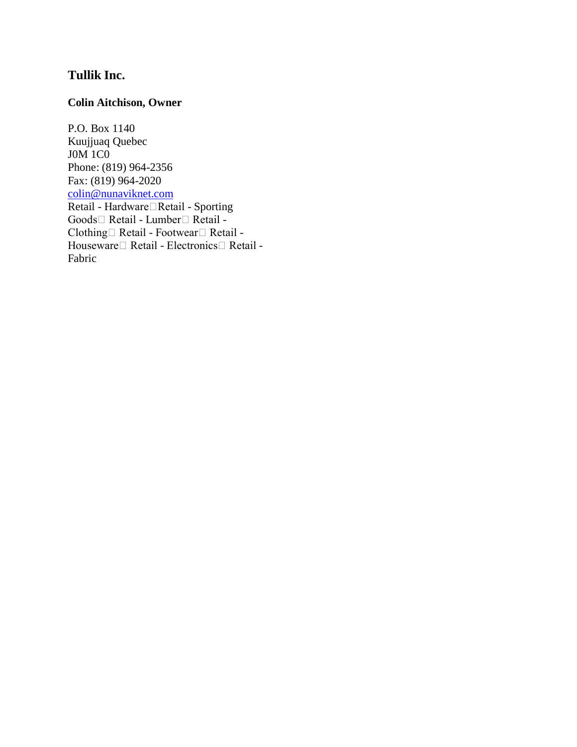## Tullik Inc.

### Colin Aitchison, Owner

P.O. Box 1140
Kuujjuaq Quebec
J0M 1C0
Phone: (819) 964-2356
Fax: (819) 964-2020
colin@nunaviknet.com
Retail - Hardware Retail - Sporting Goods Retail - Lumber Retail - Clothing Retail - Footwear Retail - Houseware Retail - Electronics Retail - Fabric